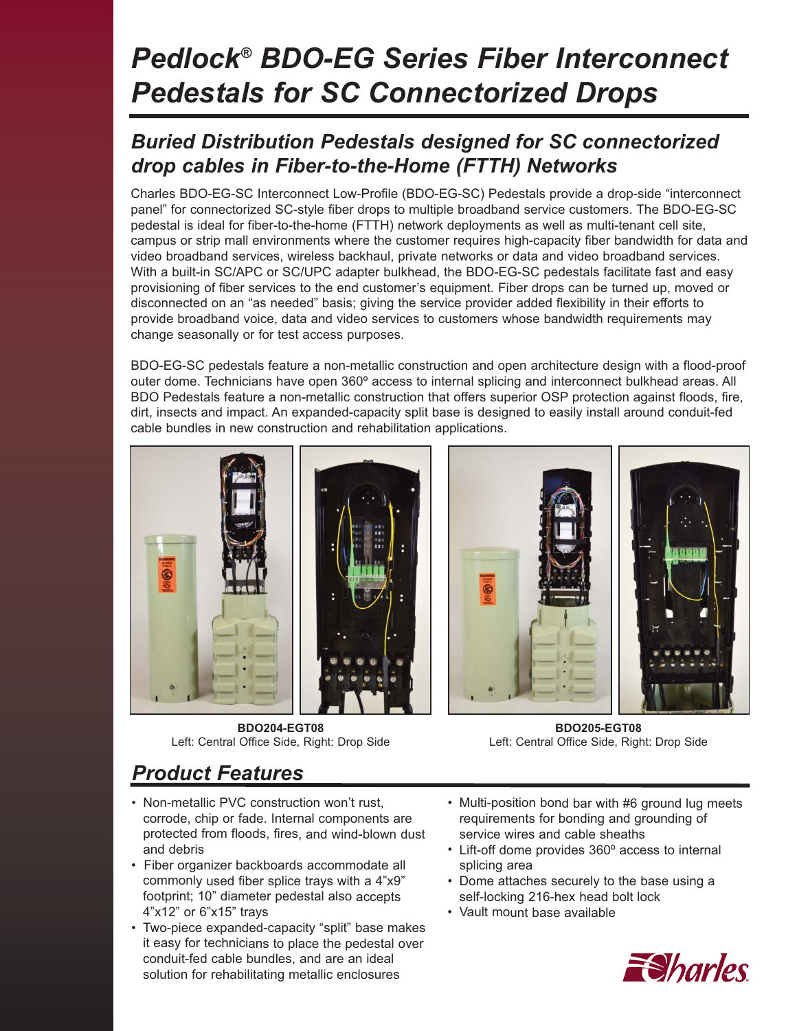# Pedlock® BDO-EG Series Fiber Interconnect Pedestals for SC Connectorized Drops

## Buried Distribution Pedestals designed for SC connectorized drop cables in Fiber-to-the-Home (FTTH) Networks

Charles BDO-EG-SC Interconnect Low-Profile (BDO-EG-SC) Pedestals provide a drop-side "interconnect panel" for connectorized SC-style fiber drops to multiple broadband service customers. The BDO-EG-SC pedestal is ideal for fiber-to-the-home (FTTH) network deployments as well as multi-tenant cell site, campus or strip mall environments where the customer requires high-capacity fiber bandwidth for data and video broadband services, wireless backhaul, private networks or data and video broadband services. With a built-in SC/APC or SC/UPC adapter bulkhead, the BDO-EG-SC pedestals facilitate fast and easy provisioning of fiber services to the end customer's equipment. Fiber drops can be turned up, moved or disconnected on an "as needed" basis; giving the service provider added flexibility in their efforts to provide broadband voice, data and video services to customers whose bandwidth requirements may change seasonally or for test access purposes.

BDO-EG-SC pedestals feature a non-metallic construction and open architecture design with a flood-proof outer dome. Technicians have open 360º access to internal splicing and interconnect bulkhead areas. All BDO Pedestals feature a non-metallic construction that offers superior OSP protection against floods, fire, dirt, insects and impact. An expanded-capacity split base is designed to easily install around conduit-fed cable bundles in new construction and rehabilitation applications.

**BDO204-EGT08**
Left: Central Office Side, Right: Drop Side

**BDO205-EGT08**
Left: Central Office Side, Right: Drop Side

## Product Features

- Non-metallic PVC construction won't rust, corrode, chip or fade. Internal components are protected from floods, fires, and wind-blown dust and debris
- Fiber organizer backboards accommodate all commonly used fiber splice trays with a 4"x9" footprint; 10" diameter pedestal also accepts 4"x12" or 6"x15" trays
- Two-piece expanded-capacity "split" base makes it easy for technicians to place the pedestal over conduit-fed cable bundles, and are an ideal solution for rehabilitating metallic enclosures
- Multi-position bond bar with #6 ground lug meets requirements for bonding and grounding of service wires and cable sheaths
- Lift-off dome provides 360º access to internal splicing area
- Dome attaches securely to the base using a self-locking 216-hex head bolt lock
- Vault mount base available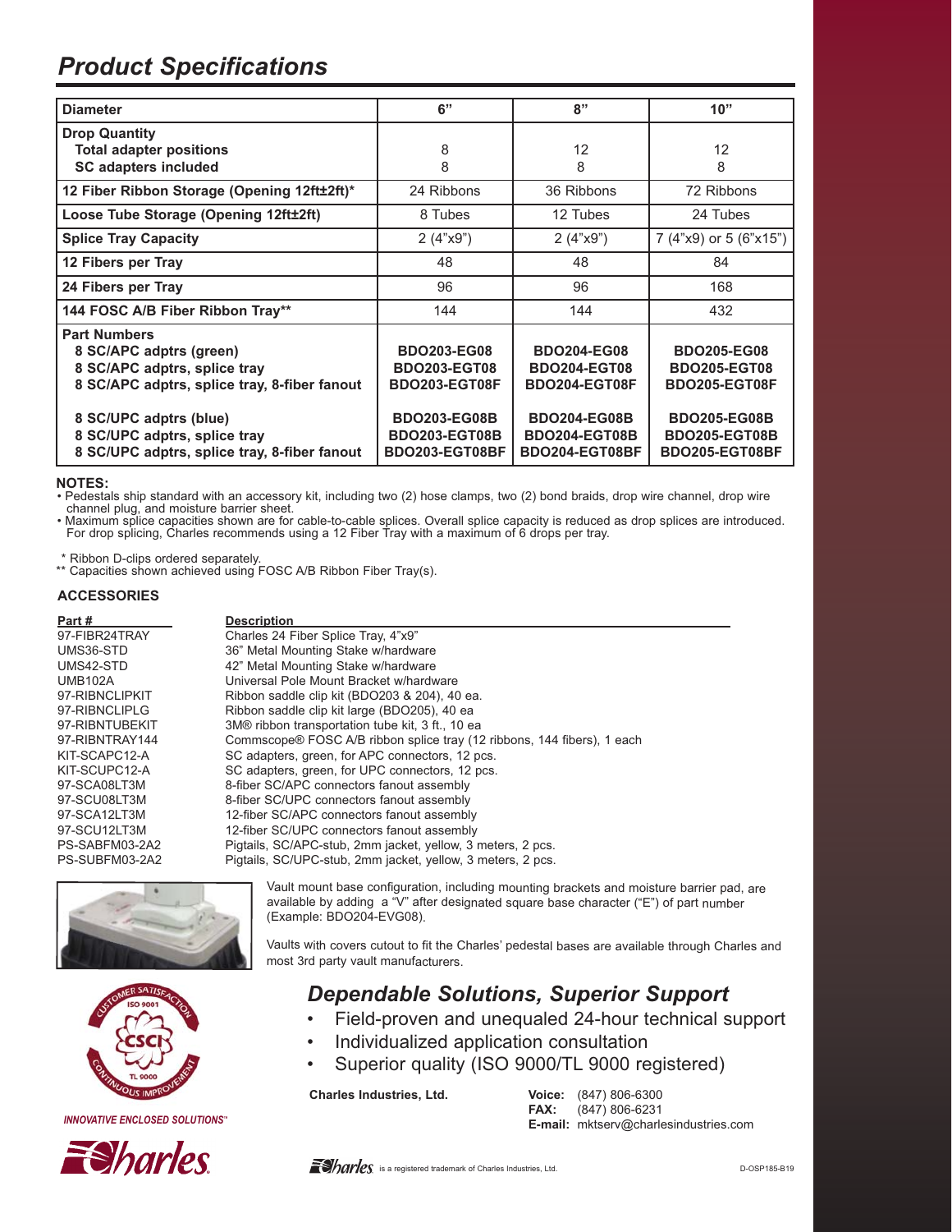## *Product Specifications*

| Diameter | 6" | 8" | 10" |
|---|---|---|---|
| **Drop Quantity**<br>**Total adapter positions**<br>**SC adapters included** | <br>8<br>8 | <br>12<br>8 | <br>12<br>8 |
| **12 Fiber Ribbon Storage (Opening 12ft±2ft)*** | 24 Ribbons | 36 Ribbons | 72 Ribbons |
| **Loose Tube Storage (Opening 12ft±2ft)** | 8 Tubes | 12 Tubes | 24 Tubes |
| **Splice Tray Capacity** | 2 (4"x9") | 2 (4"x9") | 7 (4"x9) or 5 (6"x15") |
| **12 Fibers per Tray** | 48 | 48 | 84 |
| **24 Fibers per Tray** | 96 | 96 | 168 |
| **144 FOSC A/B Fiber Ribbon Tray**** | 144 | 144 | 432 |
| **Part Numbers**<br>**8 SC/APC adptrs (green)**<br>**8 SC/APC adptrs, splice tray**<br>**8 SC/APC adptrs, splice tray, 8-fiber fanout** | <br>**BDO203-EG08**<br>**BDO203-EGT08**<br>**BDO203-EGT08F** | <br>**BDO204-EG08**<br>**BDO204-EGT08**<br>**BDO204-EGT08F** | <br>**BDO205-EG08**<br>**BDO205-EGT08**<br>**BDO205-EGT08F** |
| **8 SC/UPC adptrs (blue)**<br>**8 SC/UPC adptrs, splice tray**<br>**8 SC/UPC adptrs, splice tray, 8-fiber fanout** | **BDO203-EG08B**<br>**BDO203-EGT08B**<br>**BDO203-EGT08BF** | **BDO204-EG08B**<br>**BDO204-EGT08B**<br>**BDO204-EGT08BF** | **BDO205-EG08B**<br>**BDO205-EGT08B**<br>**BDO205-EGT08BF** |

**NOTES:**

- Pedestals ship standard with an accessory kit, including two (2) hose clamps, two (2) bond braids, drop wire channel, drop wire channel plug, and moisture barrier sheet.
- Maximum splice capacities shown are for cable-to-cable splices. Overall splice capacity is reduced as drop splices are introduced. For drop splicing, Charles recommends using a 12 Fiber Tray with a maximum of 6 drops per tray.

\* Ribbon D-clips ordered separately.
** Capacities shown achieved using FOSC A/B Ribbon Fiber Tray(s).

### ACCESSORIES

| Part # | Description |
|---|---|
| 97-FIBR24TRAY | Charles 24 Fiber Splice Tray, 4"x9" |
| UMS36-STD | 36" Metal Mounting Stake w/hardware |
| UMS42-STD | 42" Metal Mounting Stake w/hardware |
| UMB102A | Universal Pole Mount Bracket w/hardware |
| 97-RIBNCLIPKIT | Ribbon saddle clip kit (BDO203 & 204), 40 ea. |
| 97-RIBNCLIPLG | Ribbon saddle clip kit large (BDO205), 40 ea |
| 97-RIBNTUBEKIT | 3M® ribbon transportation tube kit, 3 ft., 10 ea |
| 97-RIBNTRAY144 | Commscope® FOSC A/B ribbon splice tray (12 ribbons, 144 fibers), 1 each |
| KIT-SCAPC12-A | SC adapters, green, for APC connectors, 12 pcs. |
| KIT-SCUPC12-A | SC adapters, green, for UPC connectors, 12 pcs. |
| 97-SCA08LT3M | 8-fiber SC/APC connectors fanout assembly |
| 97-SCU08LT3M | 8-fiber SC/UPC connectors fanout assembly |
| 97-SCA12LT3M | 12-fiber SC/APC connectors fanout assembly |
| 97-SCU12LT3M | 12-fiber SC/UPC connectors fanout assembly |
| PS-SABFM03-2A2 | Pigtails, SC/APC-stub, 2mm jacket, yellow, 3 meters, 2 pcs. |
| PS-SUBFM03-2A2 | Pigtails, SC/UPC-stub, 2mm jacket, yellow, 3 meters, 2 pcs. |

Vault mount base configuration, including mounting brackets and moisture barrier pad, are available by adding a "V" after designated square base character ("E") of part number (Example: BDO204-EVG08).

Vaults with covers cutout to fit the Charles' pedestal bases are available through Charles and most 3rd party vault manufacturers.

## *Dependable Solutions, Superior Support*

- Field-proven and unequaled 24-hour technical support
- Individualized application consultation
- Superior quality (ISO 9000/TL 9000 registered)

*INNOVATIVE ENCLOSED SOLUTIONS™*

**Charles Industries, Ltd.**

**Voice:** (847) 806-6300
**FAX:** (847) 806-6231
**E-mail:** mktserv@charlesindustries.com

Charles is a registered trademark of Charles Industries, Ltd.

D-OSP185-B19